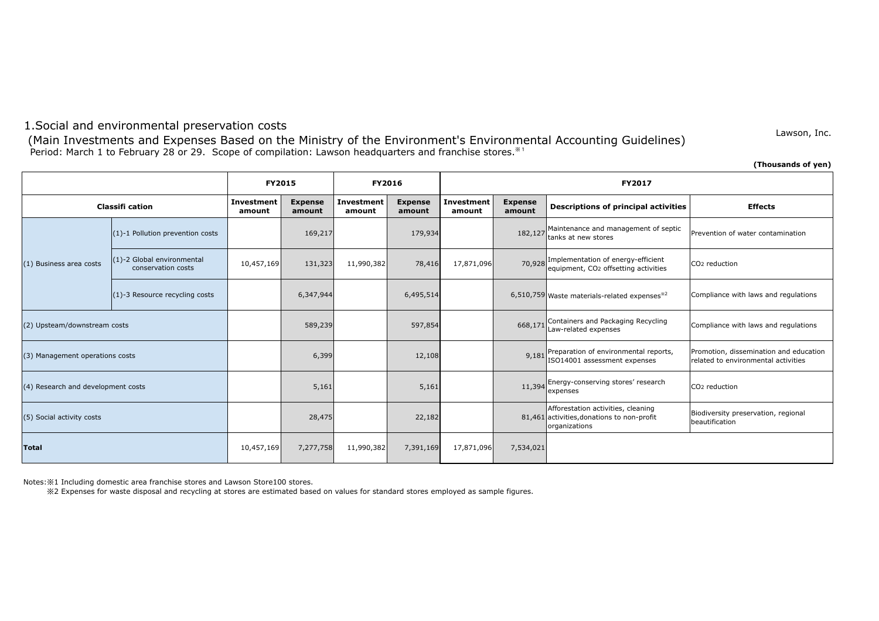# 1.Social and environmental preservation costs

Lawson, Inc.

## (Main Investments and Expenses Based on the Ministry of the Environment's Environmental Accounting Guidelines)

Period: March 1 to February 28 or 29. Scope of compilation: Lawson headquarters and franchise stores.※1

**(Thousands of yen)**

| Classifi cation | | FY2015 | | FY2016 | | FY2017 | | | |
|---|---|---|---|---|---|---|---|---|---|
| | | Investment amount | Expense amount | Investment amount | Expense amount | Investment amount | Expense amount | Descriptions of principal activities | Effects |
| (1) Business area costs | (1)-1 Pollution prevention costs | | 169,217 | | 179,934 | | 182,127 | Maintenance and management of septic tanks at new stores | Prevention of water contamination |
| | (1)-2 Global environmental conservation costs | 10,457,169 | 131,323 | 11,990,382 | 78,416 | 17,871,096 | 70,928 | Implementation of energy-efficient equipment, $CO_2$ offsetting activities | $CO_2$ reduction |
| | (1)-3 Resource recycling costs | | 6,347,944 | | 6,495,514 | | 6,510,759 | Waste materials-related expenses※2 | Compliance with laws and regulations |
| (2) Upsteam/downstream costs | | | 589,239 | | 597,854 | | 668,171 | Containers and Packaging Recycling Law-related expenses | Compliance with laws and regulations |
| (3) Management operations costs | | | 6,399 | | 12,108 | | 9,181 | Preparation of environmental reports, ISO14001 assessment expenses | Promotion, dissemination and education related to environmental activities |
| (4) Research and development costs | | | 5,161 | | 5,161 | | 11,394 | Energy-conserving stores' research expenses | $CO_2$ reduction |
| (5) Social activity costs | | | 28,475 | | 22,182 | | 81,461 | Afforestation activities, cleaning activities,donations to non-profit organizations | Biodiversity preservation, regional beautification |
| **Total** | | 10,457,169 | 7,277,758 | 11,990,382 | 7,391,169 | 17,871,096 | 7,534,021 | | |

Notes:※1 Including domestic area franchise stores and Lawson Store100 stores.

※2 Expenses for waste disposal and recycling at stores are estimated based on values for standard stores employed as sample figures.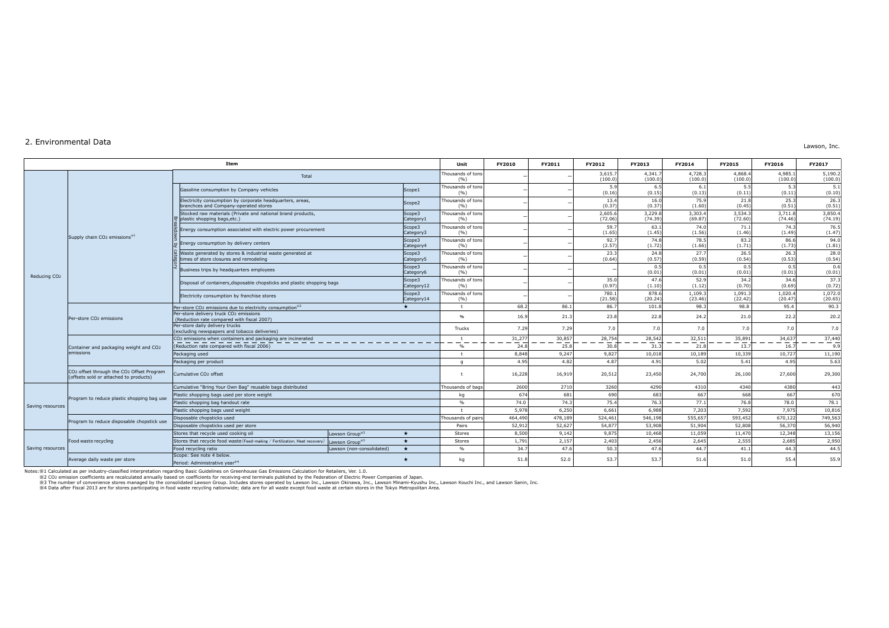## 2. Environmental Data

Lawson, Inc.

| Item | | | | | Unit | FY2010 | FY2011 | FY2012 | FY2013 | FY2014 | FY2015 | FY2016 | FY2017 |
|---|---|---|---|---|---|---|---|---|---|---|---|---|---|
| Reducing $CO_2$ | Supply chain $CO_2$ emissions※1 | Total | | | Thousands of tons (%) | — | — | 3,615.7 (100.0) | 4,341.7 (100.0) | 4,728.3 (100.0) | 4,868.4 (100.0) | 4,985.1 (100.0) | 5,190.2 (100.0) |
| | | Breakdown by category | Gasoline consumption by Company vehicles | Scope1 | Thousands of tons (%) | — | — | 5.9 (0.16) | 6.5 (0.15) | 6.1 (0.13) | 5.5 (0.11) | 5.3 (0.11) | 5.1 (0.10) |
| | | | Electricity consumption by corporate headquarters, areas, branchces and Company-operated stores | Scope2 | Thousands of tons (%) | — | — | 13.4 (0.37) | 16.0 (0.37) | 75.9 (1.60) | 21.8 (0.45) | 25.3 (0.51) | 26.3 (0.51) |
| | | | Stocked raw materials (Private and national brand products, plastic shopping bags,etc.) | Scope3 Category1 | Thousands of tons (%) | — | — | 2,605.6 (72.06) | 3,229.8 (74.39) | 3,303.4 (69.87) | 3,534.3 (72.60) | 3,711.8 (74.46) | 3,850.4 (74.19) |
| | | | Energy consumption associated with electric power procurement | Scope3 Category3 | Thousands of tons (%) | — | — | 59.7 (1.65) | 63.1 (1.45) | 74.0 (1.56) | 71.1 (1.46) | 74.3 (1.49) | 76.5 (1.47) |
| | | | Energy consumption by delivery centers | Scope3 Category4 | Thousands of tons (%) | — | — | 92.7 (2.57) | 74.8 (1.72) | 78.5 (1.66) | 83.2 (1.71) | 86.6 (1.73) | 94.0 (1.81) |
| | | | Waste generated by stores & industrial waste generated at times of store closures and remodeling | Scope3 Category5 | Thousands of tons (%) | — | — | 23.3 (0.64) | 24.8 (0.57) | 27.7 (0.59) | 26.5 (0.54) | 26.3 (0.53) | 28.0 (0.54) |
| | | | Business trips by headquarters employees | Scope3 Category6 | Thousands of tons (%) | — | — | — | 0.5 (0.01) | 0.5 (0.01) | 0.5 (0.01) | 0.5 (0.01) | 0.6 (0.01) |
| | | | Disposal of containers,disposable chopsticks and plastic shopping bags | Scope3 Category12 | Thousands of tons (%) | — | — | 35.0 (0.97) | 47.6 (1.10) | 52.9 (1.12) | 34.2 (0.70) | 34.6 (0.69) | 37.3 (0.72) |
| | | | Electricity consumption by franchise stores | Scope3 Category14 | Thousands of tons (%) | — | — | 780.1 (21.58) | 878.6 (20.24) | 1,109.3 (23.46) | 1,091.3 (22.42) | 1,020.4 (20.47) | 1,072.0 (20.65) |
| | Per-store $CO_2$ emissions | Per-store $CO_2$ emissions due to electricity consumption※2 | | ★ | t | 68.2 | 86.1 | 86.7 | 101.8 | 98.3 | 98.8 | 95.4 | 90.3 |
| | | Per-store delivery truck $CO_2$ emissions (Reduction rate compared with fiscal 2007) | | | % | 16.9 | 21.3 | 23.8 | 22.8 | 24.2 | 21.0 | 22.2 | 20.2 |
| | | Per-store daily delivery trucks (excluding newspapers and tobacco deliveries) | | | Trucks | 7.29 | 7.29 | 7.0 | 7.0 | 7.0 | 7.0 | 7.0 | 7.0 |
| | Container and packaging weight and $CO_2$ emissions | $CO_2$ emissions when containers and packaging are incinerated | | | t | 31,277 | 30,857 | 28,754 | 28,542 | 32,511 | 35,891 | 34,637 | 37,440 |
| | | (Reduction rate compared with fiscal 2006) | | | % | 24.8 | 25.8 | 30.8 | 31.3 | 21.8 | 13.7 | 16.7 | 9.9 |
| | | Packaging used | | | t | 8,848 | 9,247 | 9,827 | 10,018 | 10,189 | 10,339 | 10,727 | 11,190 |
| | | Packaging per product | | | g | 4.95 | 4.82 | 4.87 | 4.91 | 5.02 | 5.41 | 4.95 | 5.63 |
| | $CO_2$ offset through the $CO_2$ Offset Program (offsets sold or attached to products) | Cumulative $CO_2$ offset | | | t | 16,228 | 16,919 | 20,512 | 23,450 | 24,700 | 26,100 | 27,600 | 29,300 |
| Saving resources | Program to reduce plastic shopping bag use | Cumulative "Bring Your Own Bag" reusable bags distributed | | | Thousands of bags | 2600 | 2710 | 3260 | 4290 | 4310 | 4340 | 4380 | 443 |
| | | Plastic shopping bags used per store weight | | | kg | 674 | 681 | 690 | 683 | 667 | 668 | 667 | 670 |
| | | Plastic shopping bag handout rate | | | % | 74.0 | 74.3 | 75.4 | 76.3 | 77.1 | 76.8 | 78.0 | 78.1 |
| | | Plastic shopping bags used weight | | | t | 5,978 | 6,250 | 6,661 | 6,988 | 7,203 | 7,592 | 7,975 | 10,816 |
| | Program to reduce disposable chopstick use | Disposable chopsticks used | | | Thousands of pairs | 464,490 | 478,189 | 524,461 | 546,198 | 555,657 | 593,452 | 670,122 | 749,563 |
| | | Disposable chopsticks used per store | | | Pairs | 52,912 | 52,627 | 54,877 | 53,908 | 51,904 | 52,808 | 56,370 | 56,940 |
| Saving resources | Food waste recycling | Stores that recycle used cooking oil | Lawson Group※3 | ★ | Stores | 8,500 | 9,142 | 9,875 | 10,468 | 11,059 | 11,470 | 12,348 | 13,156 |
| | | Stores that recycle food waste(Feed-making / Fertilization, Heat recovery) | Lawson Group※3 | ★ | Stores | 1,791 | 2,157 | 2,403 | 2,456 | 2,645 | 2,555 | 2,685 | 2,950 |
| | | Food recycling ratio | Lawson (non-consolidated) | ★ | % | 34.7 | 47.6 | 50.3 | 47.6 | 44.7 | 41.1 | 44.3 | 44.5 |
| | Average daily waste per store | Scope: See note 4 below. Period: Administrative year※4 | | ★ | kg | 51.8 | 52.0 | 53.7 | 53.7 | 51.6 | 51.0 | 55.4 | 55.9 |

Notes:※1 Calculated as per industry-classified interpretation regarding Basic Guidelines on Greenhouse Gas Emissions Calculation for Retailers, Ver. 1.0.

※2 $CO_2$ emission coefficients are recalculated annually based on coefficients for receiving-end terminals published by the Federation of Electric Power Companies of Japan.

※3 The number of convenience stores managed by the consolidated Lawson Group. Includes stores operated by Lawson Inc., Lawson Okinawa, Inc., Lawson Minami-Kyushu Inc., Lawson Kouchi Inc., and Lawson Sanin, Inc.

※4 Data after Fiscal 2013 are for stores participating in food waste recycling nationwide; data are for all waste except food waste at certain stores in the Tokyo Metropolitan Area.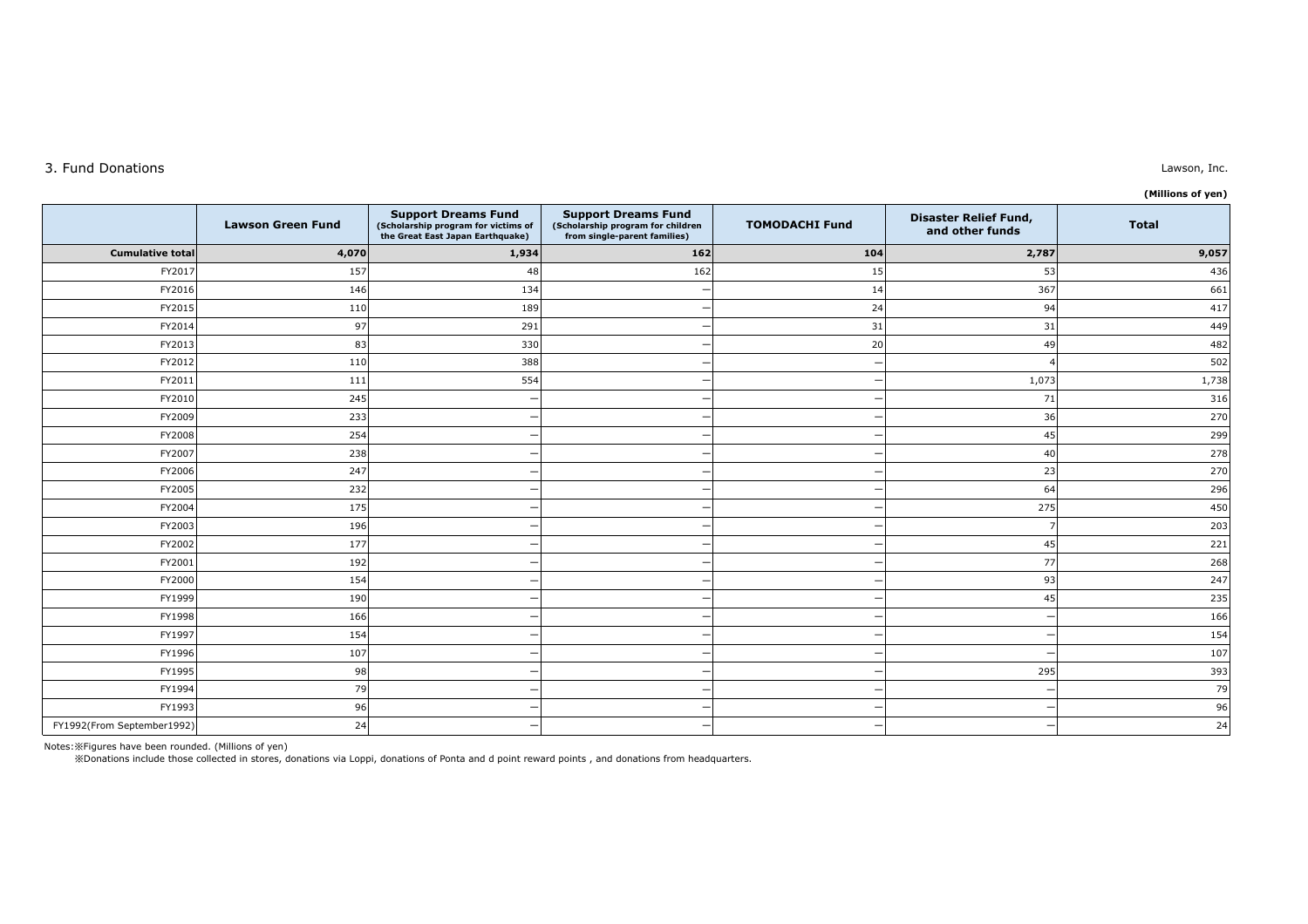## 3. Fund Donations

Lawson, Inc.

**(Millions of yen)**

| | Lawson Green Fund | Support Dreams Fund (Scholarship program for victims of the Great East Japan Earthquake) | Support Dreams Fund (Scholarship program for children from single-parent families) | TOMODACHI Fund | Disaster Relief Fund, and other funds | Total |
|---|---|---|---|---|---|---|
| **Cumulative total** | **4,070** | **1,934** | **162** | **104** | **2,787** | **9,057** |
| FY2017 | 157 | 48 | 162 | 15 | 53 | 436 |
| FY2016 | 146 | 134 | — | 14 | 367 | 661 |
| FY2015 | 110 | 189 | — | 24 | 94 | 417 |
| FY2014 | 97 | 291 | — | 31 | 31 | 449 |
| FY2013 | 83 | 330 | — | 20 | 49 | 482 |
| FY2012 | 110 | 388 | — | — | 4 | 502 |
| FY2011 | 111 | 554 | — | — | 1,073 | 1,738 |
| FY2010 | 245 | — | — | — | 71 | 316 |
| FY2009 | 233 | — | — | — | 36 | 270 |
| FY2008 | 254 | — | — | — | 45 | 299 |
| FY2007 | 238 | — | — | — | 40 | 278 |
| FY2006 | 247 | — | — | — | 23 | 270 |
| FY2005 | 232 | — | — | — | 64 | 296 |
| FY2004 | 175 | — | — | — | 275 | 450 |
| FY2003 | 196 | — | — | — | 7 | 203 |
| FY2002 | 177 | — | — | — | 45 | 221 |
| FY2001 | 192 | — | — | — | 77 | 268 |
| FY2000 | 154 | — | — | — | 93 | 247 |
| FY1999 | 190 | — | — | — | 45 | 235 |
| FY1998 | 166 | — | — | — | — | 166 |
| FY1997 | 154 | — | — | — | — | 154 |
| FY1996 | 107 | — | — | — | — | 107 |
| FY1995 | 98 | — | — | — | 295 | 393 |
| FY1994 | 79 | — | — | — | — | 79 |
| FY1993 | 96 | — | — | — | — | 96 |
| FY1992(From September1992) | 24 | — | — | — | — | 24 |

Notes:※Figures have been rounded. (Millions of yen)

※Donations include those collected in stores, donations via Loppi, donations of Ponta and d point reward points , and donations from headquarters.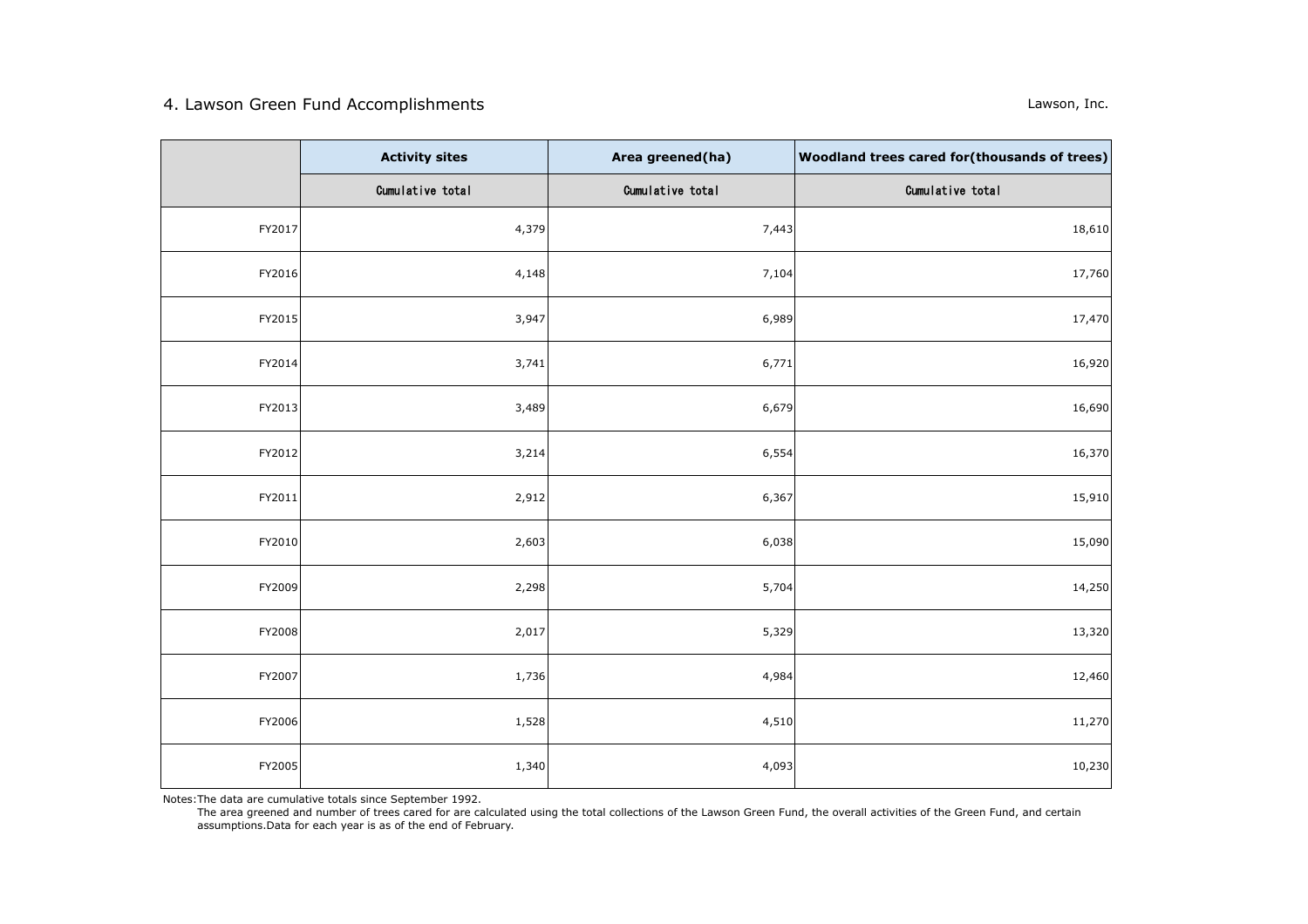## 4. Lawson Green Fund Accomplishments

Lawson, Inc.

| | Activity sites | Area greened(ha) | Woodland trees cared for(thousands of trees) |
|---|---|---|---|
| | Cumulative total | Cumulative total | Cumulative total |
| FY2017 | 4,379 | 7,443 | 18,610 |
| FY2016 | 4,148 | 7,104 | 17,760 |
| FY2015 | 3,947 | 6,989 | 17,470 |
| FY2014 | 3,741 | 6,771 | 16,920 |
| FY2013 | 3,489 | 6,679 | 16,690 |
| FY2012 | 3,214 | 6,554 | 16,370 |
| FY2011 | 2,912 | 6,367 | 15,910 |
| FY2010 | 2,603 | 6,038 | 15,090 |
| FY2009 | 2,298 | 5,704 | 14,250 |
| FY2008 | 2,017 | 5,329 | 13,320 |
| FY2007 | 1,736 | 4,984 | 12,460 |
| FY2006 | 1,528 | 4,510 | 11,270 |
| FY2005 | 1,340 | 4,093 | 10,230 |

Notes:The data are cumulative totals since September 1992.
The area greened and number of trees cared for are calculated using the total collections of the Lawson Green Fund, the overall activities of the Green Fund, and certain assumptions.Data for each year is as of the end of February.